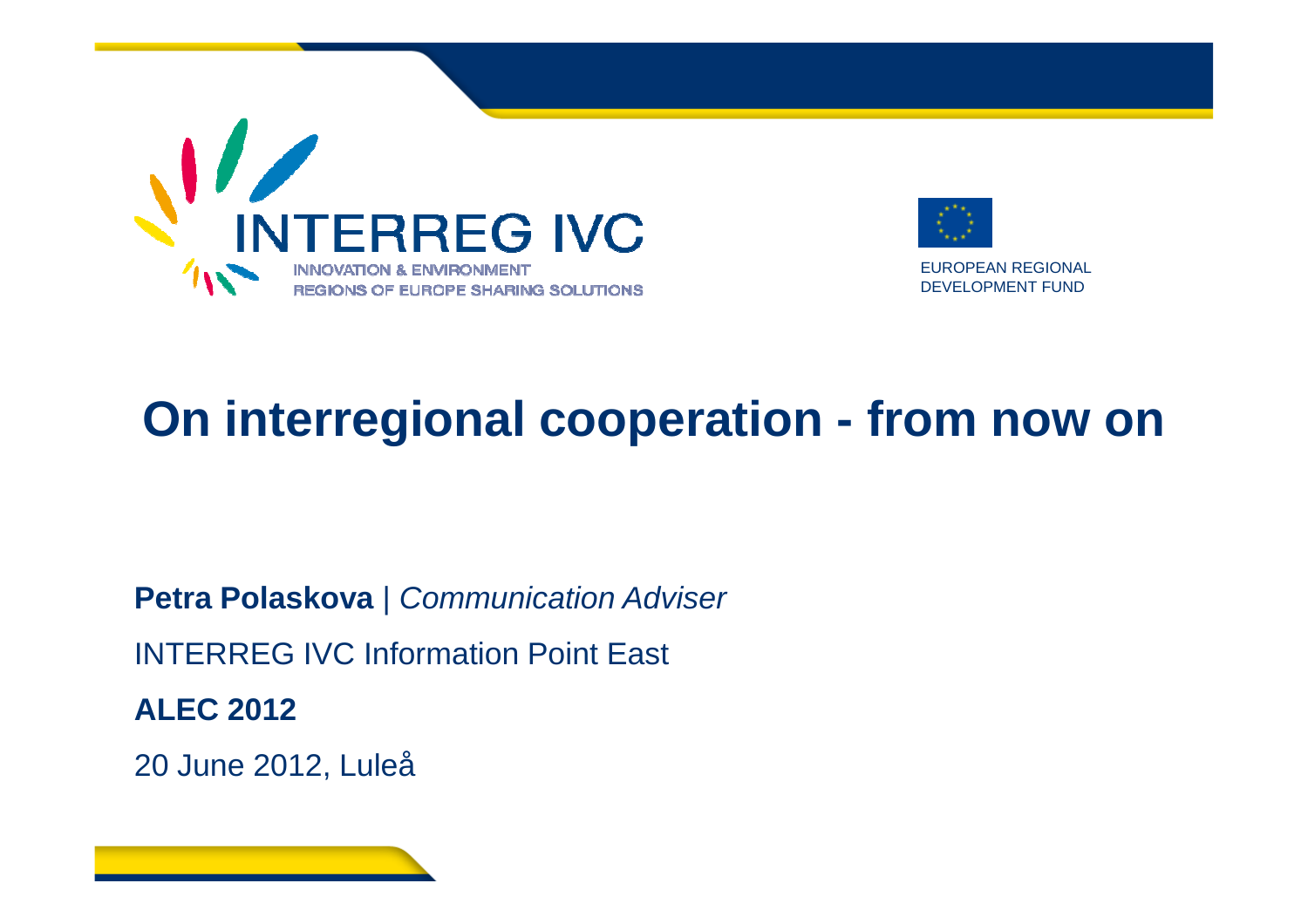INTERREG IVC

INNOVATION & ENVIRONMENT
REGIONS OF EUROPE SHARING SOLUTIONS

EUROPEAN REGIONAL
DEVELOPMENT FUND

# On interregional cooperation - from now on

**Petra Polaskova** | *Communication Adviser*

INTERREG IVC Information Point East

**ALEC 2012**

20 June 2012, Luleå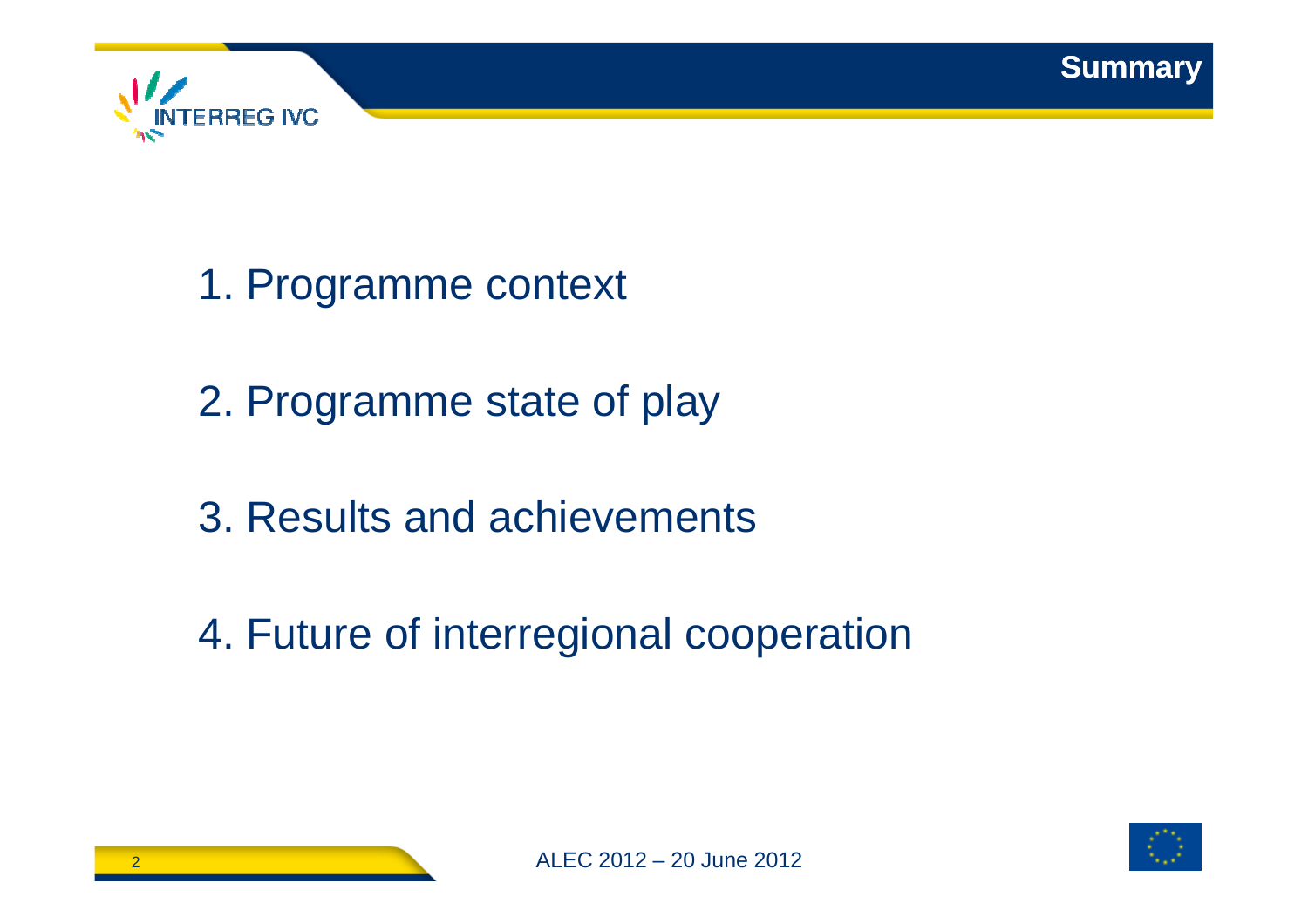# Summary

1. Programme context

2. Programme state of play

3. Results and achievements

4. Future of interregional cooperation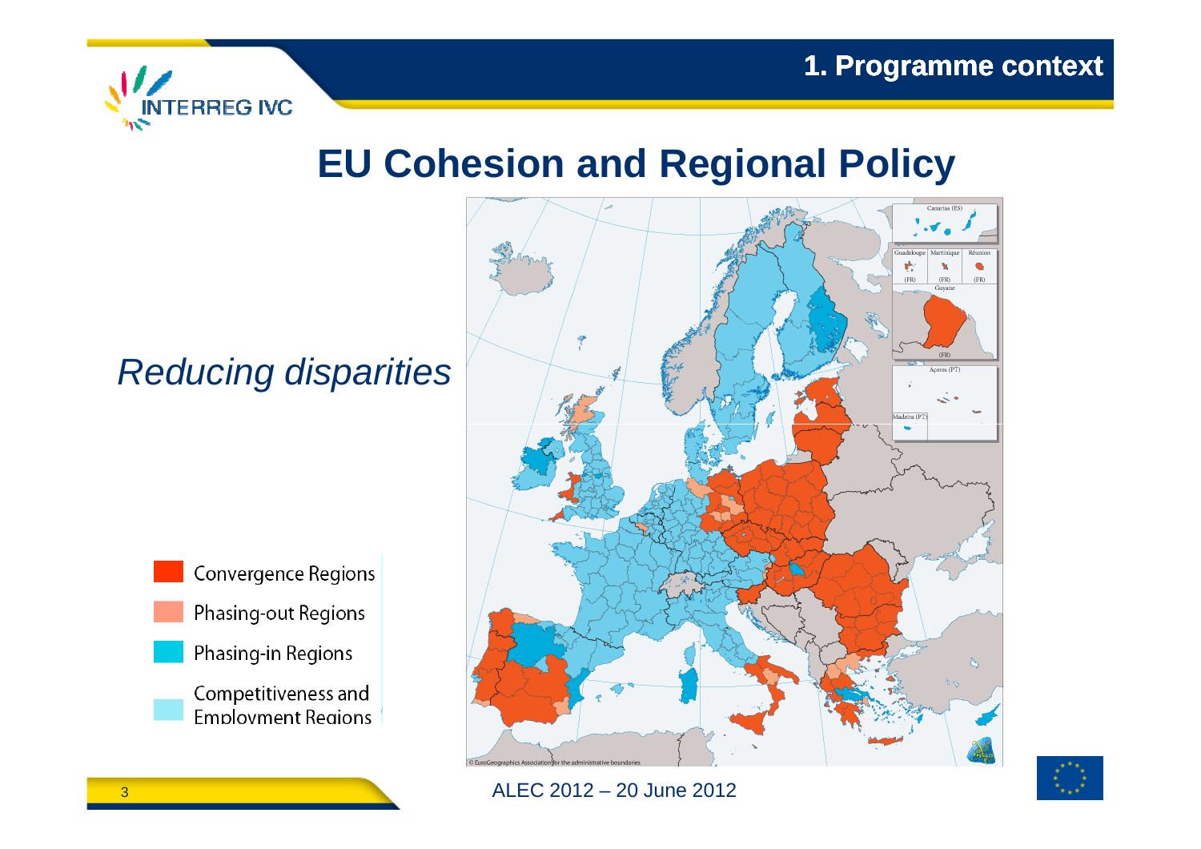# EU Cohesion and Regional Policy

*Reducing disparities*

- Convergence Regions
- Phasing-out Regions
- Phasing-in Regions
- Competitiveness and Employment Regions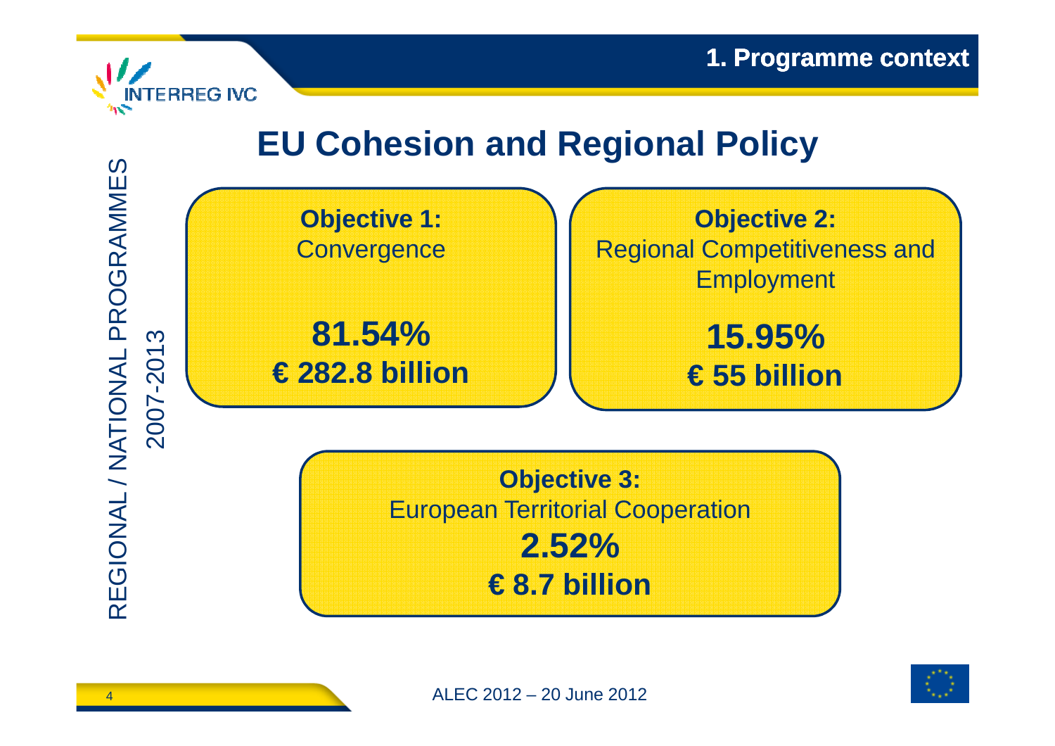# EU Cohesion and Regional Policy

REGIONAL / NATIONAL PROGRAMMES
2007-2013

**Objective 1:**
Convergence

**81.54%**
**€ 282.8 billion**

**Objective 2:**
Regional Competitiveness and Employment

**15.95%**
**€ 55 billion**

**Objective 3:**
European Territorial Cooperation

**2.52%**
**€ 8.7 billion**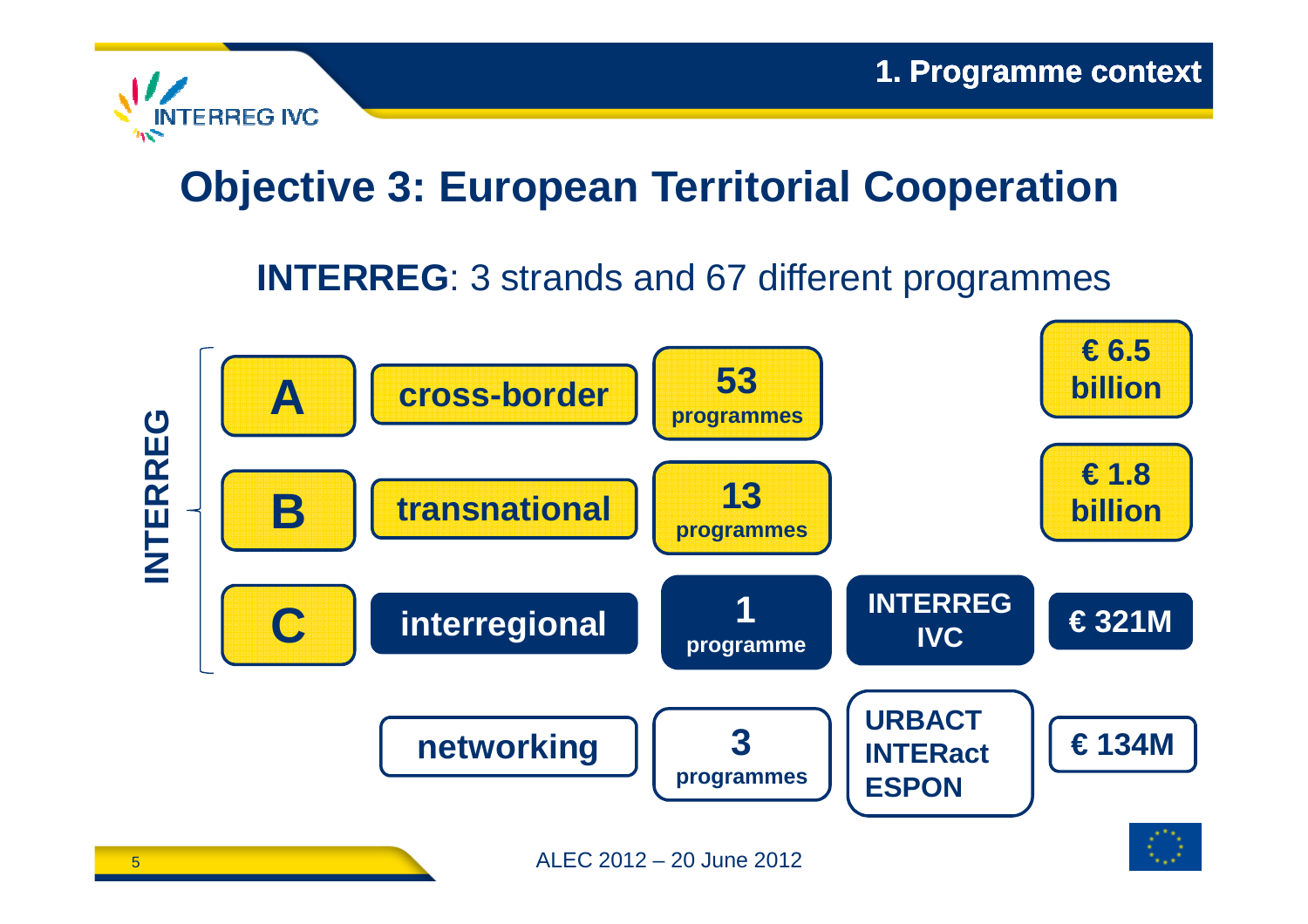# Objective 3: European Territorial Cooperation

**INTERREG**: 3 strands and 67 different programmes

| INTERREG | Strand | Programmes | | Budget |
|---|---|---|---|---|
| **A** | **cross-border** | **53 programmes** | | **€ 6.5 billion** |
| **B** | **transnational** | **13 programmes** | | **€ 1.8 billion** |
| **C** | **interregional** | **1 programme** | **INTERREG IVC** | **€ 321M** |
| | **networking** | **3 programmes** | **URBACT INTERAct ESPON** | **€ 134M** |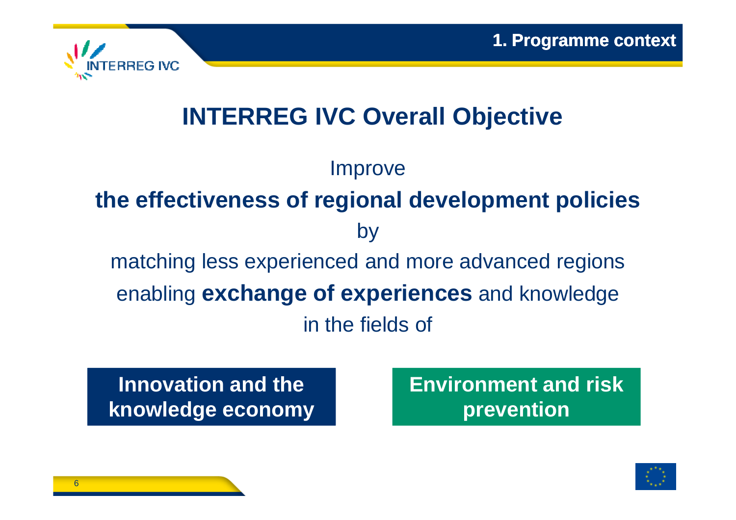# INTERREG IVC Overall Objective

Improve

**the effectiveness of regional development policies**

by

matching less experienced and more advanced regions

enabling **exchange of experiences** and knowledge

in the fields of

**Innovation and the knowledge economy**

**Environment and risk prevention**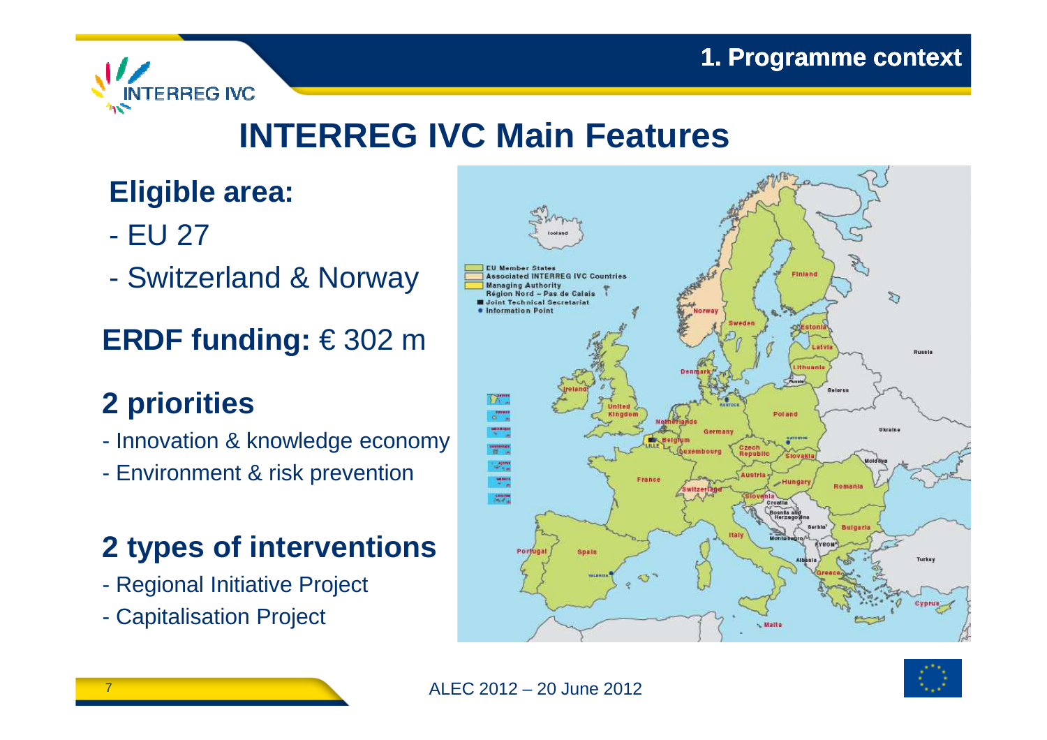## INTERREG IVC Main Features

**Eligible area:**

- EU 27
- Switzerland & Norway

**ERDF funding:** € 302 m

**2 priorities**

- Innovation & knowledge economy
- Environment & risk prevention

**2 types of interventions**

- Regional Initiative Project
- Capitalisation Project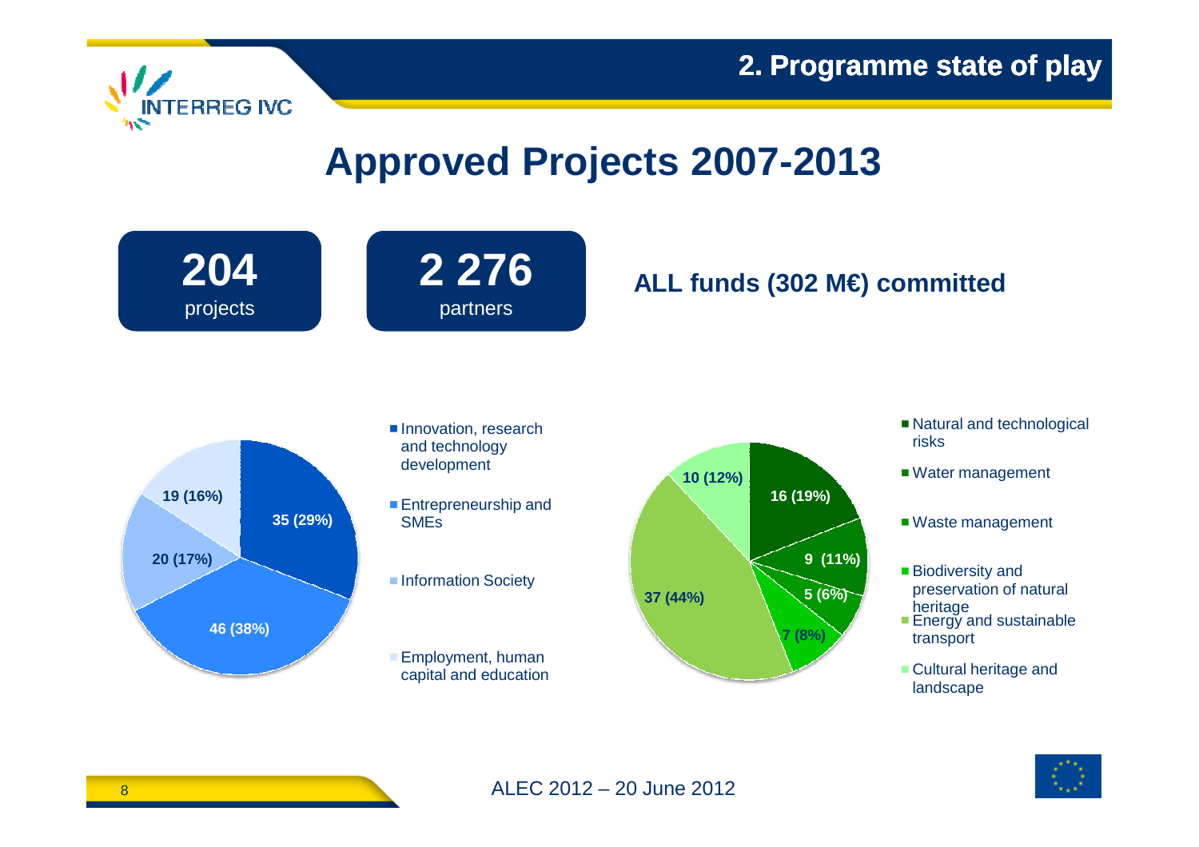# Approved Projects 2007-2013

**204** projects

**2 276** partners

**ALL funds (302 M€) committed**

| Theme | Projects |
| --- | --- |
| Innovation, research and technology development | 35 (29%) |
| Entrepreneurship and SMEs | 46 (38%) |
| Information Society | 20 (17%) |
| Employment, human capital and education | 19 (16%) |

| Theme | Projects |
| --- | --- |
| Natural and technological risks | 16 (19%) |
| Water management | 9 (11%) |
| Waste management | 5 (6%) |
| Biodiversity and preservation of natural heritage | 7 (8%) |
| Energy and sustainable transport | 37 (44%) |
| Cultural heritage and landscape | 10 (12%) |

ALEC 2012 – 20 June 2012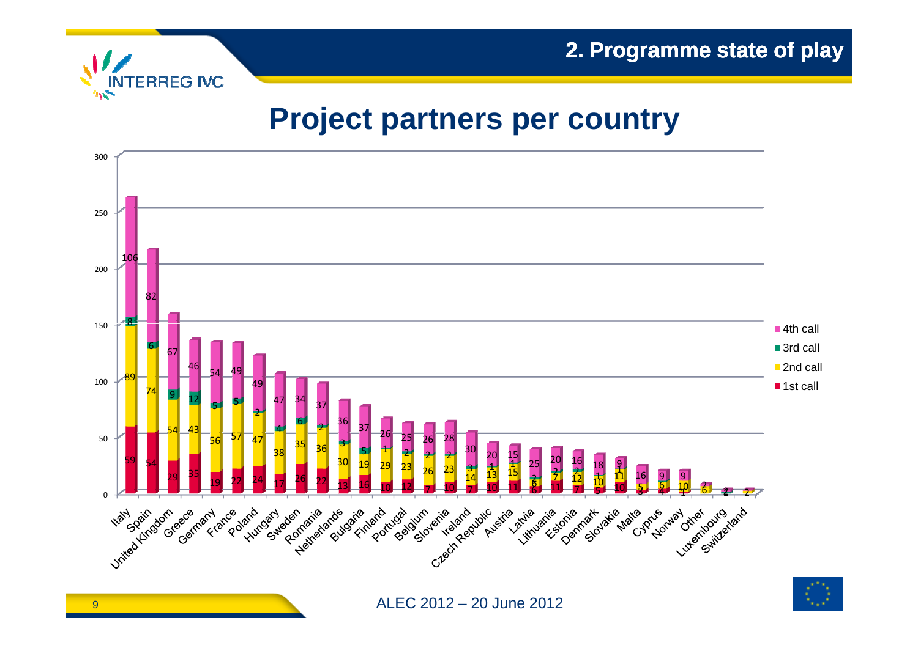# Project partners per country

| Country | 1st call | 2nd call | 3rd call | 4th call |
|---|---|---|---|---|
| Italy | 59 | 89 | 8 | 106 |
| Spain | 54 | 74 | 6 | 82 |
| United Kingdom | 29 | 54 | 9 | 67 |
| Greece | 35 | 43 | 12 | 46 |
| Germany | 19 | 56 | 5 | 54 |
| France | 22 | 57 | 5 | 49 |
| Poland | 24 | 47 | 2 | 49 |
| Hungary | 17 | 38 | 4 | 47 |
| Sweden | 26 | 35 | 6 | 34 |
| Romania | 22 | 36 | 2 | 37 |
| Netherlands | 13 | 30 | 3 | 36 |
| Bulgaria | 16 | 19 | 5 | 37 |
| Finland | 10 | 29 | 1 | 26 |
| Portugal | 12 | 23 | 2 | 25 |
| Belgium | 7 | 26 | 2 | 26 |
| Slovenia | 10 | 23 | 2 | 28 |
| Ireland | 7 | 14 | 3 | 30 |
| Czech Republic | 10 | 13 | 1 | 20 |
| Austria | 11 | 15 | 1 | 15 |
| Latvia | 6 | 6 | 2 | 25 |
| Lithuania | 11 | 7 | 2 | 20 |
| Estonia | 7 | 12 | 2 | 16 |
| Denmark | 5 | 10 | 1 | 18 |
| Slovakia | 10 | 11 | 1 | 9 |
| Malta | 3 | 5 | | 16 |
| Cyprus | 4 | 6 | | 9 |
| Norway | 1 | 10 | | 9 |
| Other | | 6 | | 2 |
| Luxembourg | 1 | | | 2 |
| Switzerland | | 2 | | |

ALEC 2012 – 20 June 2012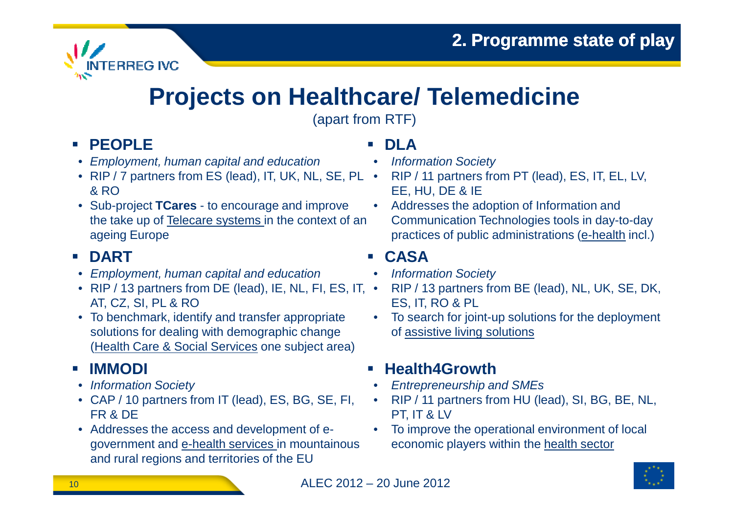# Projects on Healthcare/ Telemedicine

(apart from RTF)

- **PEOPLE**
  - *Employment, human capital and education*
  - RIP / 7 partners from ES (lead), IT, UK, NL, SE, PL & RO
  - Sub-project **TCares** - to encourage and improve the take up of Telecare systems in the context of an ageing Europe

- **DART**
  - *Employment, human capital and education*
  - RIP / 13 partners from DE (lead), IE, NL, FI, ES, IT, AT, CZ, SI, PL & RO
  - To benchmark, identify and transfer appropriate solutions for dealing with demographic change (Health Care & Social Services one subject area)

- **IMMODI**
  - *Information Society*
  - CAP / 10 partners from IT (lead), ES, BG, SE, FI, FR & DE
  - Addresses the access and development of e-government and e-health services in mountainous and rural regions and territories of the EU

- **DLA**
  - *Information Society*
  - RIP / 11 partners from PT (lead), ES, IT, EL, LV, EE, HU, DE & IE
  - Addresses the adoption of Information and Communication Technologies tools in day-to-day practices of public administrations (e-health incl.)

- **CASA**
  - *Information Society*
  - RIP / 13 partners from BE (lead), NL, UK, SE, DK, ES, IT, RO & PL
  - To search for joint-up solutions for the deployment of assistive living solutions

- **Health4Growth**
  - *Entrepreneurship and SMEs*
  - RIP / 11 partners from HU (lead), SI, BG, BE, NL, PT, IT & LV
  - To improve the operational environment of local economic players within the health sector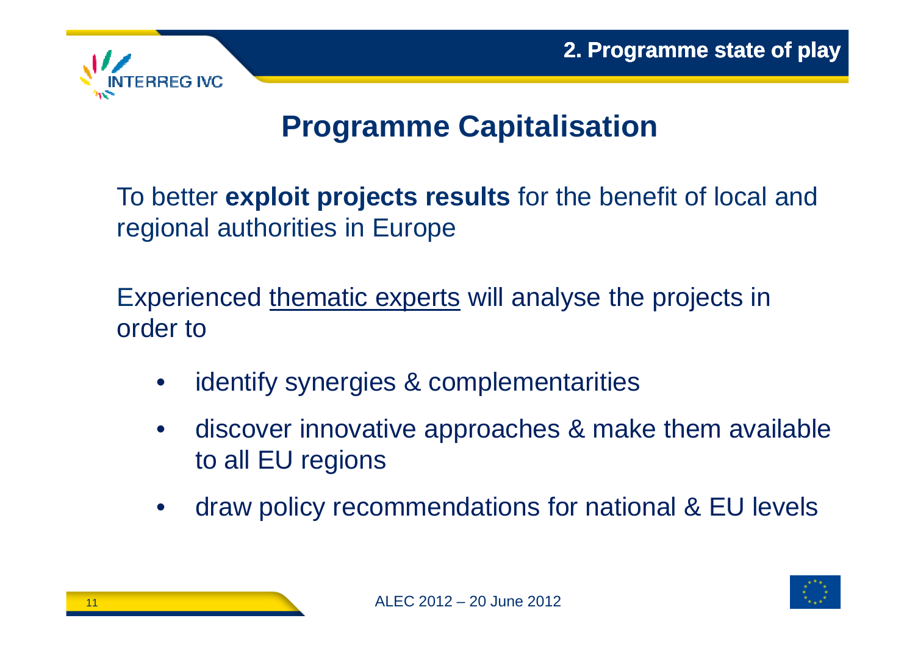# Programme Capitalisation

To better **exploit projects results** for the benefit of local and regional authorities in Europe

Experienced thematic experts will analyse the projects in order to

- identify synergies & complementarities
- discover innovative approaches & make them available to all EU regions
- draw policy recommendations for national & EU levels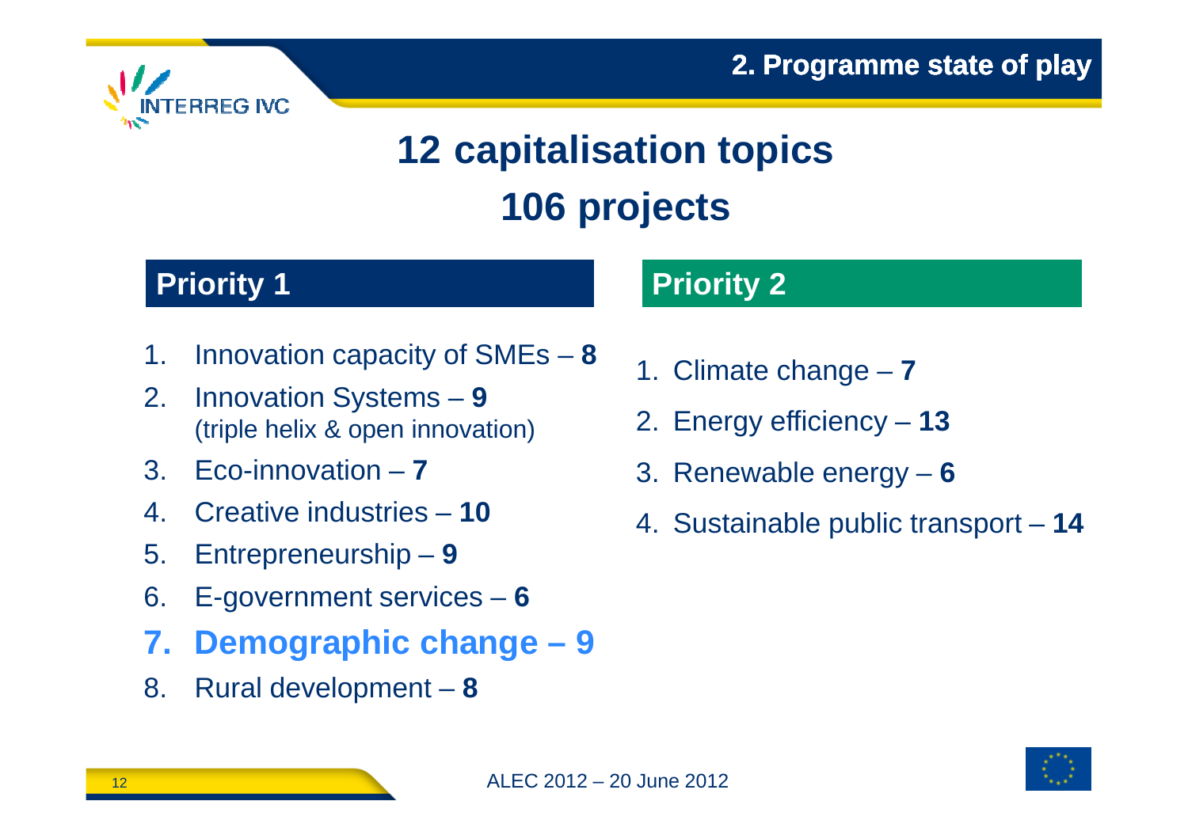# 12 capitalisation topics
# 106 projects

## Priority 1

1. Innovation capacity of SMEs – **8**
2. Innovation Systems – **9**
   (triple helix & open innovation)
3. Eco-innovation – **7**
4. Creative industries – **10**
5. Entrepreneurship – **9**
6. E-government services – **6**
7. **Demographic change – 9**
8. Rural development – **8**

## Priority 2

1. Climate change – **7**
2. Energy efficiency – **13**
3. Renewable energy – **6**
4. Sustainable public transport – **14**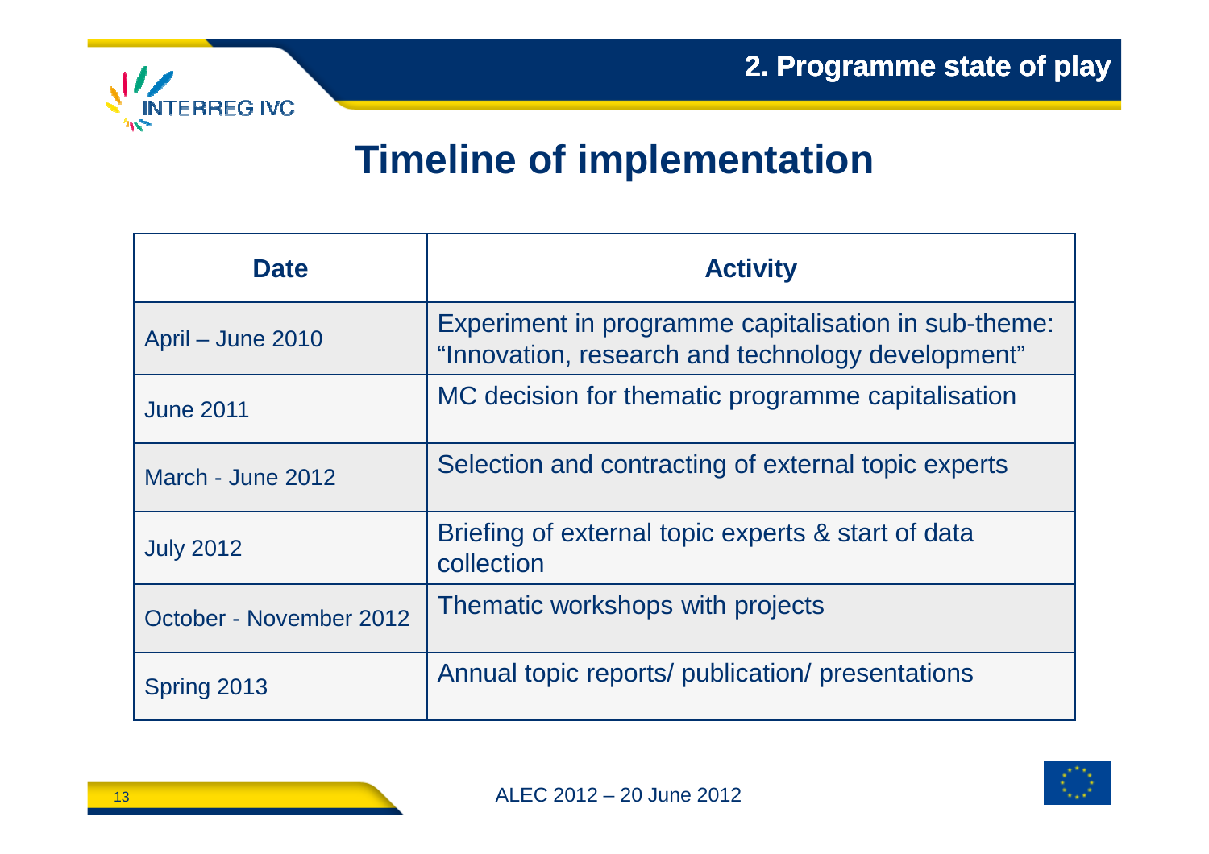## 2. Programme state of play

# Timeline of implementation

| Date | Activity |
|---|---|
| April – June 2010 | Experiment in programme capitalisation in sub-theme: “Innovation, research and technology development” |
| June 2011 | MC decision for thematic programme capitalisation |
| March - June 2012 | Selection and contracting of external topic experts |
| July 2012 | Briefing of external topic experts & start of data collection |
| October - November 2012 | Thematic workshops with projects |
| Spring 2013 | Annual topic reports/ publication/ presentations |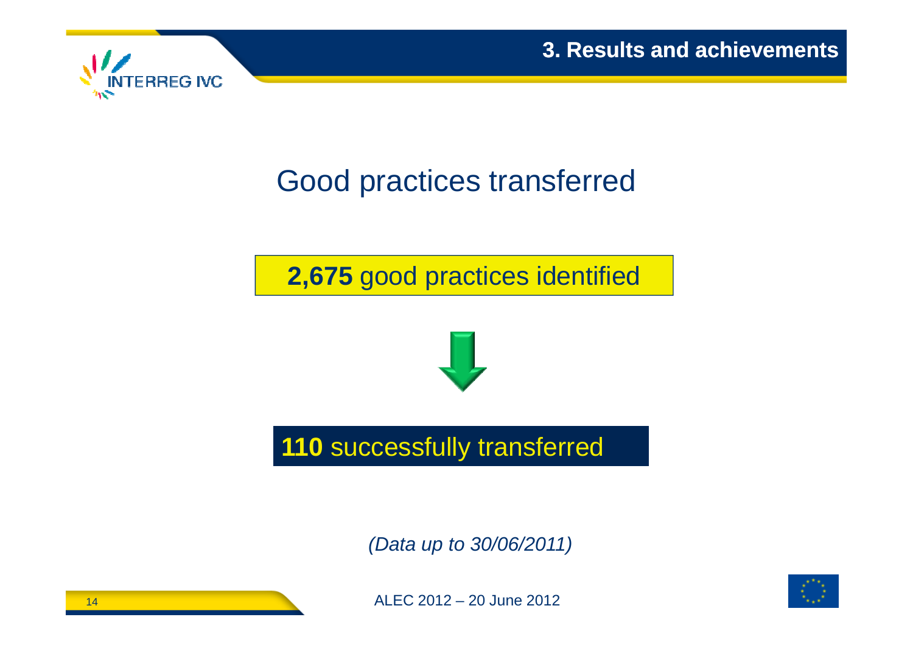# Good practices transferred

**2,675** good practices identified

↓

**110** successfully transferred

*(Data up to 30/06/2011)*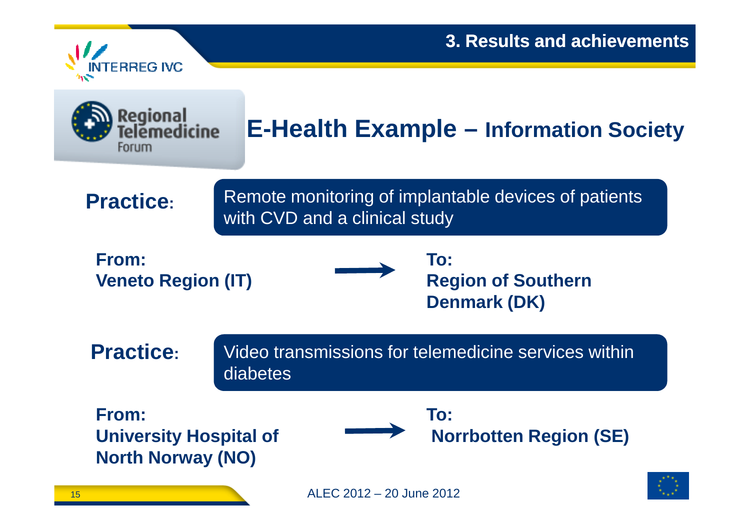## 3. Results and achievements

# E-Health Example – Information Society

**Practice:** Remote monitoring of implantable devices of patients with CVD and a clinical study

**From:**
**Veneto Region (IT)**

→

**To:**
**Region of Southern Denmark (DK)**

**Practice:** Video transmissions for telemedicine services within diabetes

**From:**
**University Hospital of North Norway (NO)**

→

**To:**
**Norrbotten Region (SE)**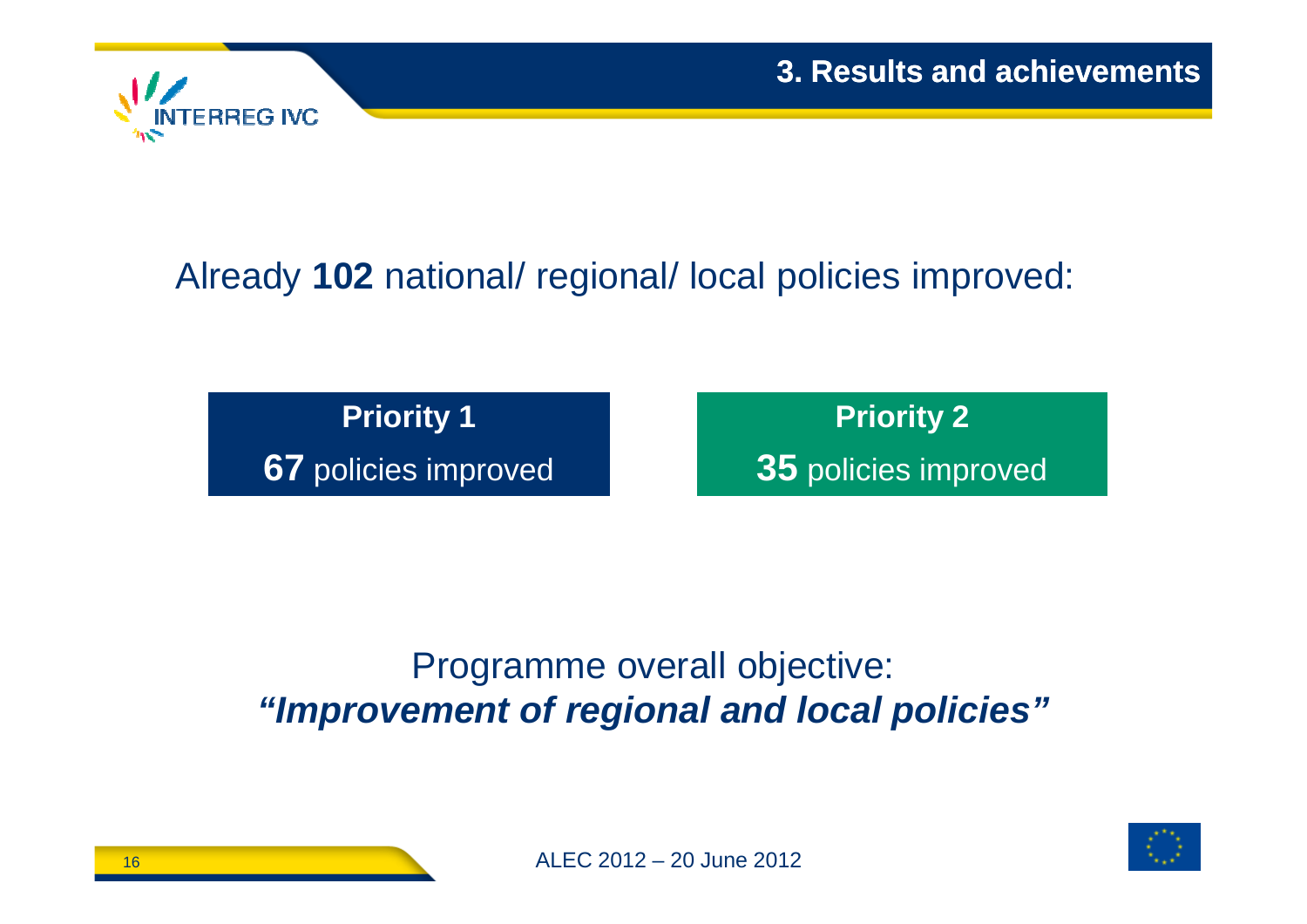## 3. Results and achievements

Already **102** national/ regional/ local policies improved:

**Priority 1**

**67** policies improved

**Priority 2**

**35** policies improved

Programme overall objective:

***"Improvement of regional and local policies"***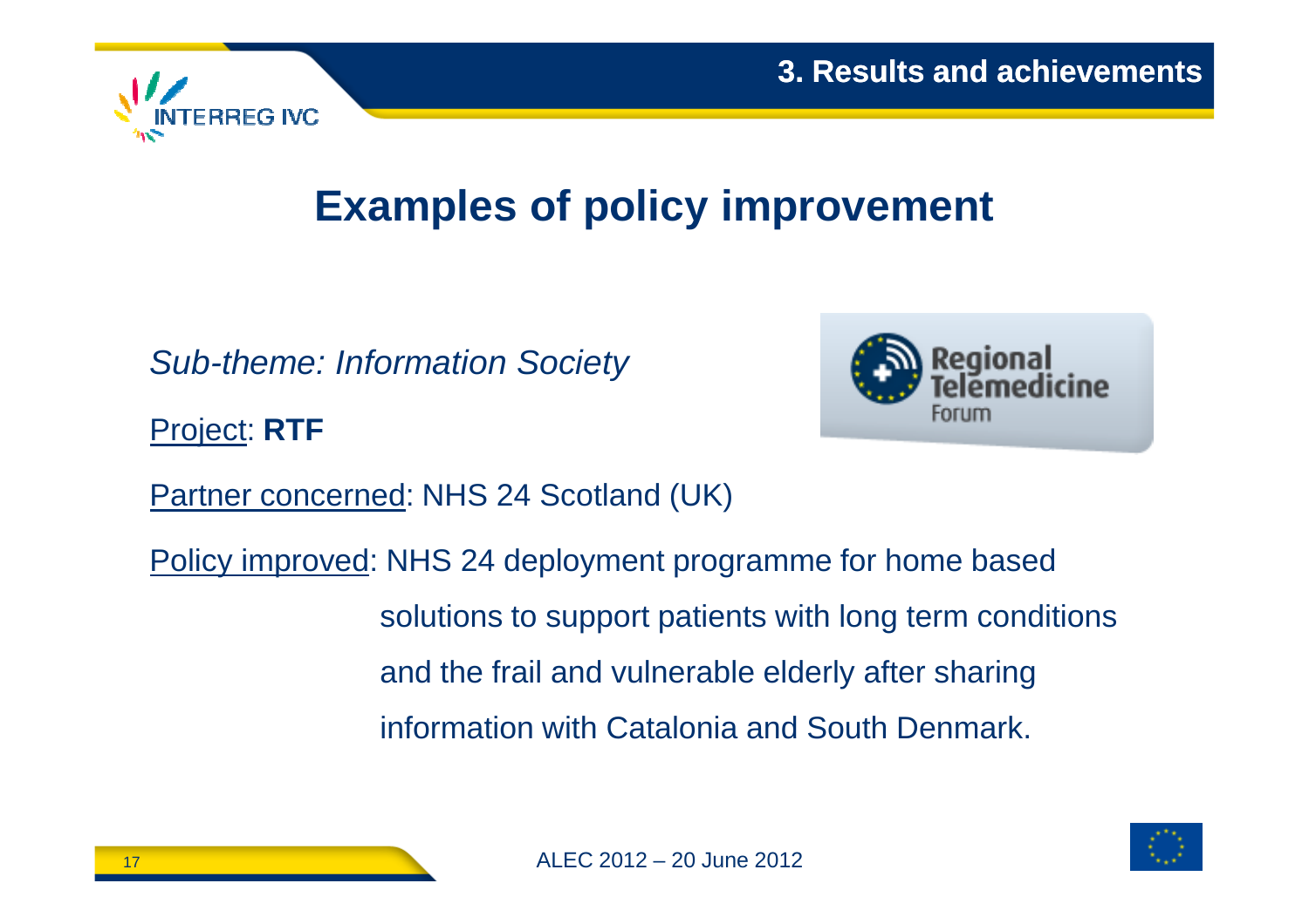# Examples of policy improvement

*Sub-theme: Information Society*

Project: **RTF**

Partner concerned: NHS 24 Scotland (UK)

Policy improved: NHS 24 deployment programme for home based solutions to support patients with long term conditions and the frail and vulnerable elderly after sharing information with Catalonia and South Denmark.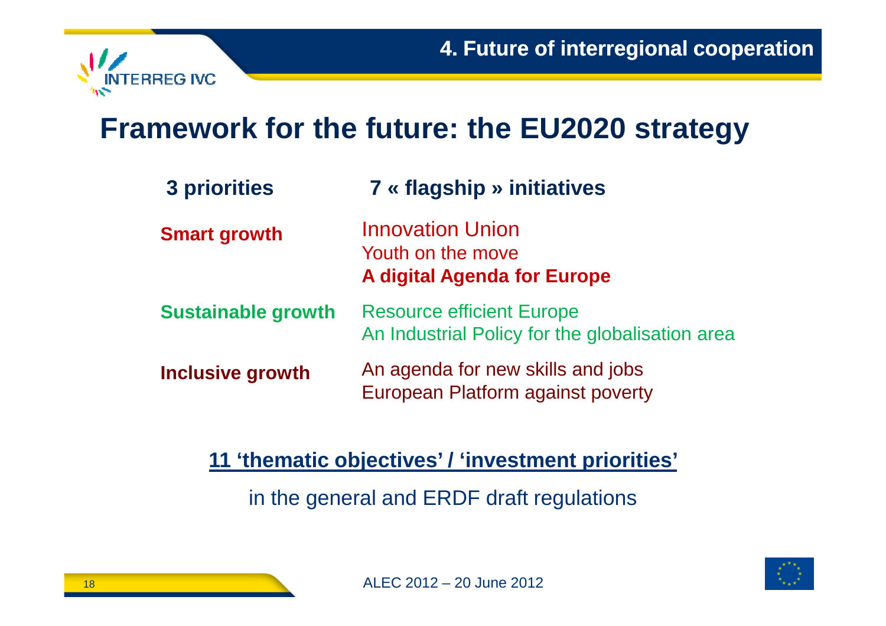## 4. Future of interregional cooperation

# Framework for the future: the EU2020 strategy

| 3 priorities | 7 « flagship » initiatives |
|---|---|
| **Smart growth** | Innovation Union<br>Youth on the move<br>**A digital Agenda for Europe** |
| **Sustainable growth** | Resource efficient Europe<br>An Industrial Policy for the globalisation area |
| **Inclusive growth** | An agenda for new skills and jobs<br>European Platform against poverty |

**11 'thematic objectives' / 'investment priorities'**

in the general and ERDF draft regulations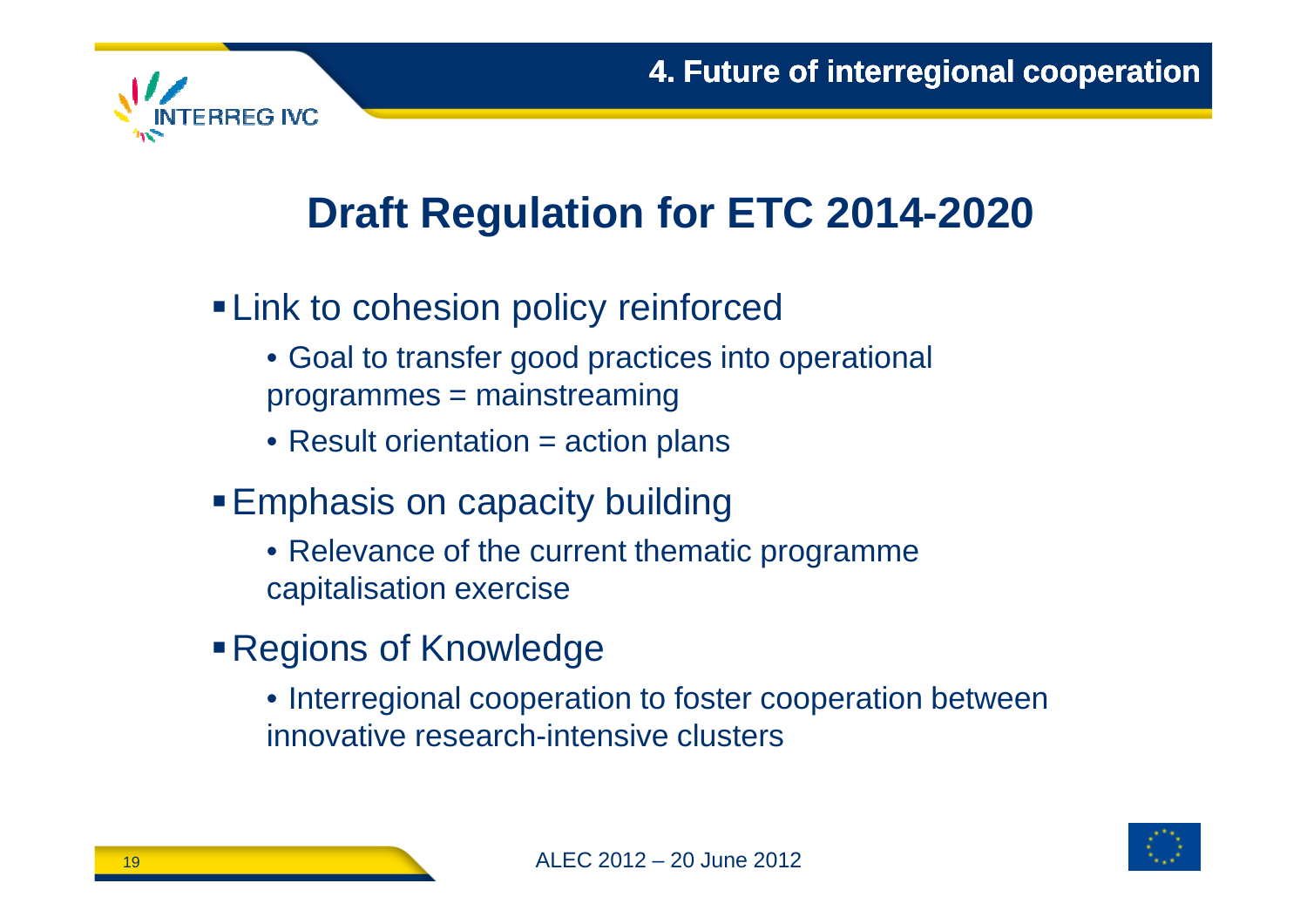# Draft Regulation for ETC 2014-2020

- Link to cohesion policy reinforced
  - Goal to transfer good practices into operational programmes = mainstreaming
  - Result orientation = action plans
- Emphasis on capacity building
  - Relevance of the current thematic programme capitalisation exercise
- Regions of Knowledge
  - Interregional cooperation to foster cooperation between innovative research-intensive clusters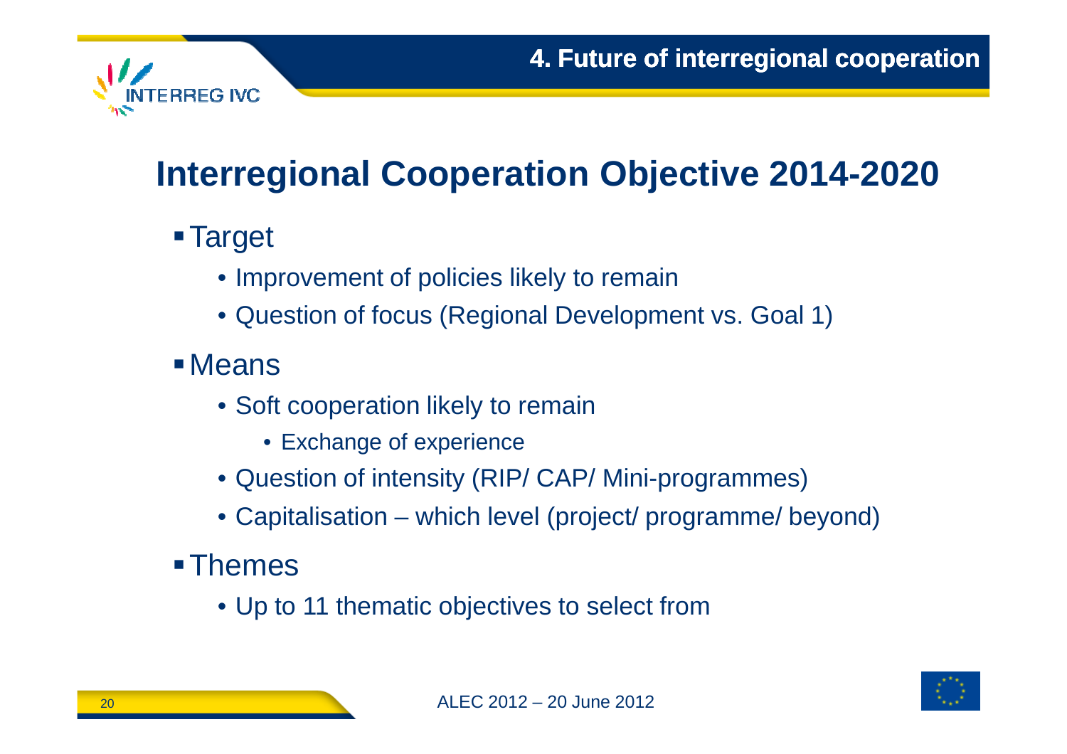# Interregional Cooperation Objective 2014-2020

- Target
  - Improvement of policies likely to remain
  - Question of focus (Regional Development vs. Goal 1)
- Means
  - Soft cooperation likely to remain
    - Exchange of experience
  - Question of intensity (RIP/ CAP/ Mini-programmes)
  - Capitalisation – which level (project/ programme/ beyond)
- Themes
  - Up to 11 thematic objectives to select from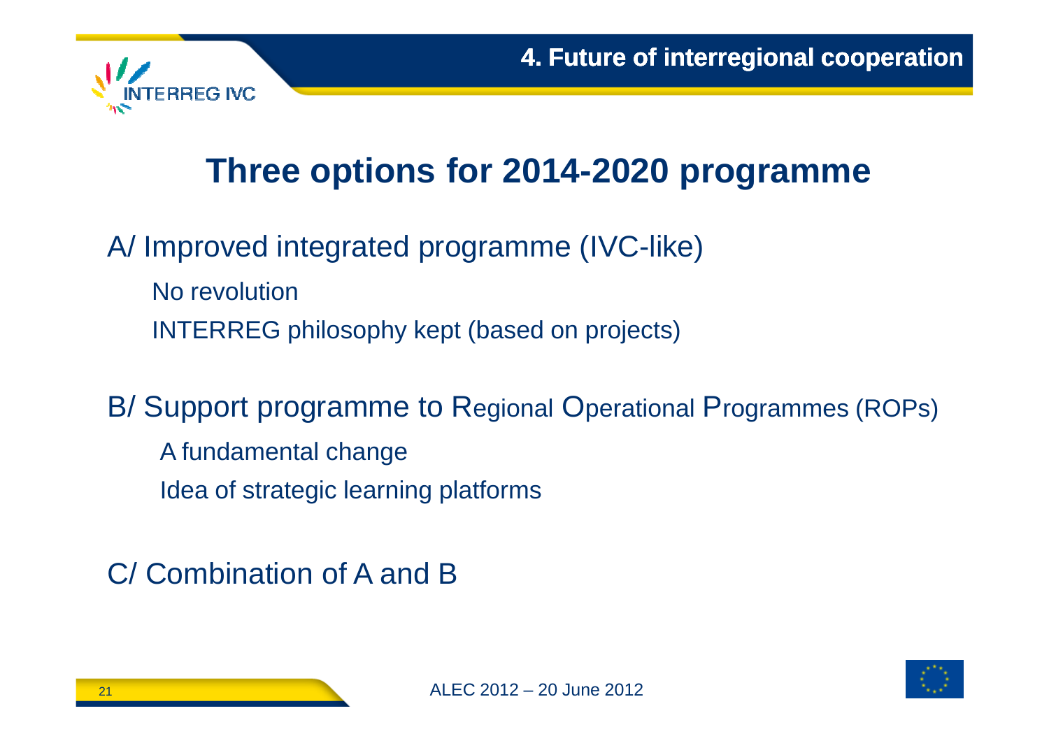# Three options for 2014-2020 programme

A/ Improved integrated programme (IVC-like)

- No revolution
- INTERREG philosophy kept (based on projects)

B/ Support programme to Regional Operational Programmes (ROPs)

- A fundamental change
- Idea of strategic learning platforms

C/ Combination of A and B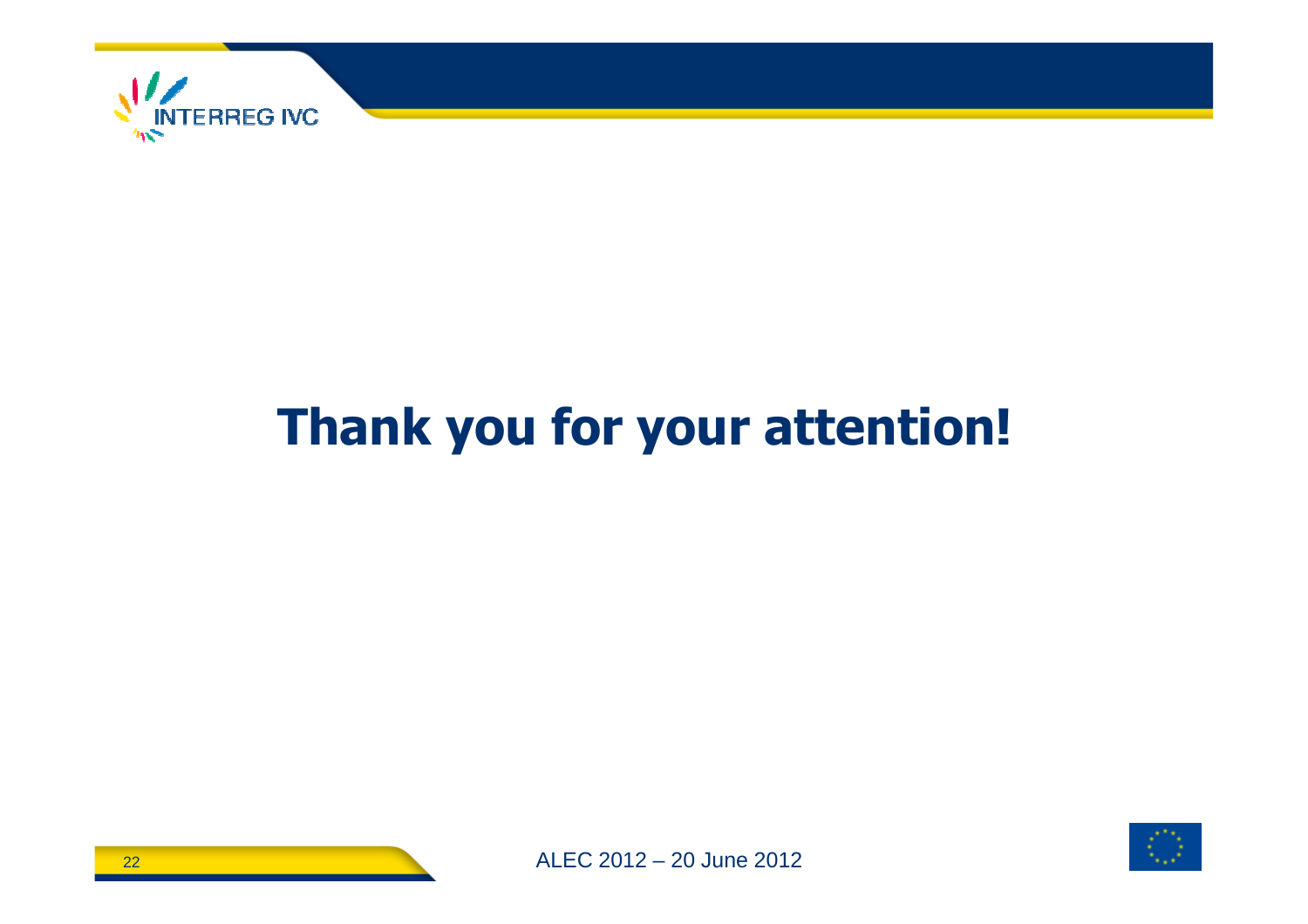# Thank you for your attention!